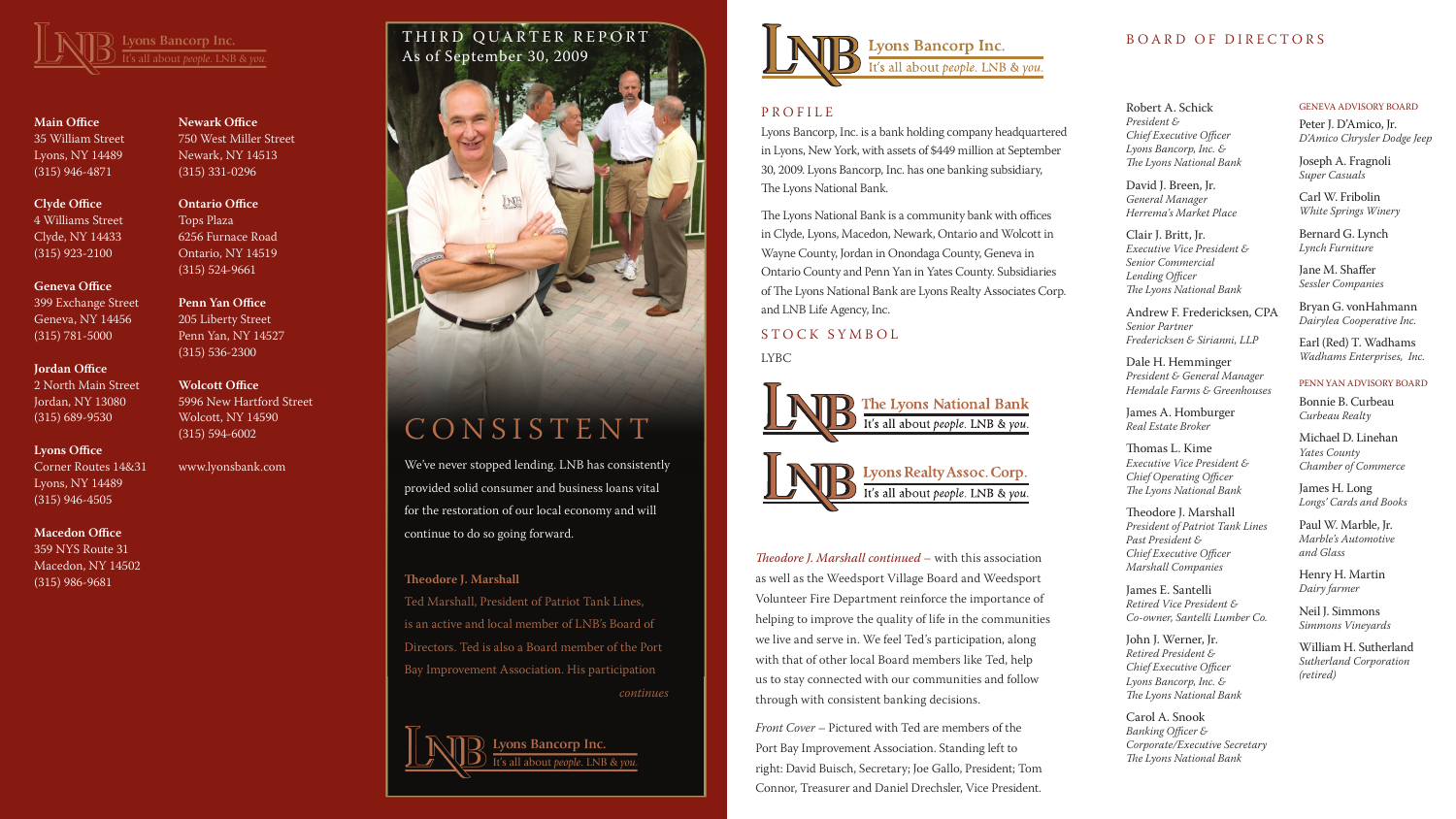Lyons Bancorp Inc.
It's all about *people*. LNB & *you*.

**Main Office**
35 William Street
Lyons, NY 14489
(315) 946-4871

**Clyde Office**
4 Williams Street
Clyde, NY 14433
(315) 923-2100

**Geneva Office**
399 Exchange Street
Geneva, NY 14456
(315) 781-5000

**Jordan Office**
2 North Main Street
Jordan, NY 13080
(315) 689-9530

**Lyons Office**
Corner Routes 14&31
Lyons, NY 14489
(315) 946-4505

**Macedon Office**
359 NYS Route 31
Macedon, NY 14502
(315) 986-9681

**Newark Office**
750 West Miller Street
Newark, NY 14513
(315) 331-0296

**Ontario Office**
Tops Plaza
6256 Furnace Road
Ontario, NY 14519
(315) 524-9661

**Penn Yan Office**
205 Liberty Street
Penn Yan, NY 14527
(315) 536-2300

**Wolcott Office**
5996 New Hartford Street
Wolcott, NY 14590
(315) 594-6002

www.lyonsbank.com

# THIRD QUARTER REPORT
As of September 30, 2009

## CONSISTENT

We've never stopped lending. LNB has consistently provided solid consumer and business loans vital for the restoration of our local economy and will continue to do so going forward.

**Theodore J. Marshall**

Ted Marshall, President of Patriot Tank Lines, is an active and local member of LNB's Board of Directors. Ted is also a Board member of the Port Bay Improvement Association. His participation

*continues*

Lyons Bancorp Inc.
It's all about *people*. LNB & *you*.

## PROFILE

Lyons Bancorp, Inc. is a bank holding company headquartered in Lyons, New York, with assets of $449 million at September 30, 2009. Lyons Bancorp, Inc. has one banking subsidiary, The Lyons National Bank.

The Lyons National Bank is a community bank with offices in Clyde, Lyons, Macedon, Newark, Ontario and Wolcott in Wayne County, Jordan in Onondaga County, Geneva in Ontario County and Penn Yan in Yates County. Subsidiaries of The Lyons National Bank are Lyons Realty Associates Corp. and LNB Life Agency, Inc.

## STOCK SYMBOL

LYBC

The Lyons National Bank
It's all about *people*. LNB & *you*.

Lyons Realty Assoc. Corp.
It's all about *people*. LNB & *you*.

*Theodore J. Marshall continued* – with this association as well as the Weedsport Village Board and Weedsport Volunteer Fire Department reinforce the importance of helping to improve the quality of life in the communities we live and serve in. We feel Ted's participation, along with that of other local Board members like Ted, help us to stay connected with our communities and follow through with consistent banking decisions.

*Front Cover* – Pictured with Ted are members of the Port Bay Improvement Association. Standing left to right: David Buisch, Secretary; Joe Gallo, President; Tom Connor, Treasurer and Daniel Drechsler, Vice President.

## BOARD OF DIRECTORS

Robert A. Schick
*President & Chief Executive Officer Lyons Bancorp, Inc. & The Lyons National Bank*

David J. Breen, Jr.
*General Manager Herrema's Market Place*

Clair J. Britt, Jr.
*Executive Vice President & Senior Commercial Lending Officer The Lyons National Bank*

Andrew F. Fredericksen, CPA
*Senior Partner Fredericksen & Sirianni, LLP*

Dale H. Hemminger
*President & General Manager Hemdale Farms & Greenhouses*

James A. Homburger
*Real Estate Broker*

Thomas L. Kime
*Executive Vice President & Chief Operating Officer The Lyons National Bank*

Theodore J. Marshall
*President of Patriot Tank Lines Past President & Chief Executive Officer Marshall Companies*

James E. Santelli
*Retired Vice President & Co-owner, Santelli Lumber Co.*

John J. Werner, Jr.
*Retired President & Chief Executive Officer Lyons Bancorp, Inc. & The Lyons National Bank*

Carol A. Snook
*Banking Officer & Corporate/Executive Secretary The Lyons National Bank*

### GENEVA ADVISORY BOARD

Peter J. D'Amico, Jr.
*D'Amico Chrysler Dodge Jeep*

Joseph A. Fragnoli
*Super Casuals*

Carl W. Fribolin
*White Springs Winery*

Bernard G. Lynch
*Lynch Furniture*

Jane M. Shaffer
*Sessler Companies*

Bryan G. vonHahmann
*Dairylea Cooperative Inc.*

Earl (Red) T. Wadhams
*Wadhams Enterprises, Inc.*

### PENN YAN ADVISORY BOARD

Bonnie B. Curbeau
*Curbeau Realty*

Michael D. Linehan
*Yates County Chamber of Commerce*

James H. Long
*Longs' Cards and Books*

Paul W. Marble, Jr.
*Marble's Automotive and Glass*

Henry H. Martin
*Dairy farmer*

Neil J. Simmons
*Simmons Vineyards*

William H. Sutherland
*Sutherland Corporation (retired)*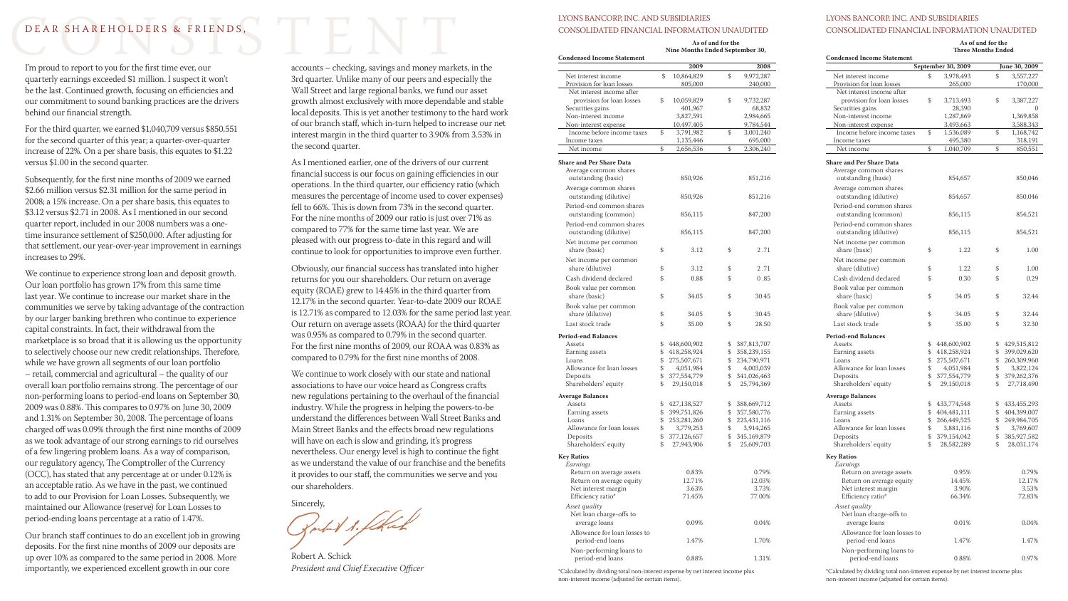# DEAR SHAREHOLDERS & FRIENDS,

I'm proud to report to you for the first time ever, our quarterly earnings exceeded $1 million. I suspect it won't be the last. Continued growth, focusing on efficiencies and our commitment to sound banking practices are the drivers behind our financial strength.

For the third quarter, we earned $1,040,709 versus $850,551 for the second quarter of this year; a quarter-over-quarter increase of 22%. On a per share basis, this equates to $1.22 versus $1.00 in the second quarter.

Subsequently, for the first nine months of 2009 we earned $2.66 million versus $2.31 million for the same period in 2008; a 15% increase. On a per share basis, this equates to $3.12 versus $2.71 in 2008. As I mentioned in our second quarter report, included in our 2008 numbers was a one-time insurance settlement of $250,000. After adjusting for that settlement, our year-over-year improvement in earnings increases to 29%.

We continue to experience strong loan and deposit growth. Our loan portfolio has grown 17% from this same time last year. We continue to increase our market share in the communities we serve by taking advantage of the contraction by our larger banking brethren who continue to experience capital constraints. In fact, their withdrawal from the marketplace is so broad that it is allowing us the opportunity to selectively choose our new credit relationships. Therefore, while we have grown all segments of our loan portfolio – retail, commercial and agricultural – the quality of our overall loan portfolio remains strong. The percentage of our non-performing loans to period-end loans on September 30, 2009 was 0.88%. This compares to 0.97% on June 30, 2009 and 1.31% on September 30, 2008. The percentage of loans charged off was 0.09% through the first nine months of 2009 as we took advantage of our strong earnings to rid ourselves of a few lingering problem loans. As a way of comparison, our regulatory agency, The Comptroller of the Currency (OCC), has stated that any percentage at or under 0.12% is an acceptable ratio. As we have in the past, we continued to add to our Provision for Loan Losses. Subsequently, we maintained our Allowance (reserve) for Loan Losses to period-ending loans percentage at a ratio of 1.47%.

Our branch staff continues to do an excellent job in growing deposits. For the first nine months of 2009 our deposits are up over 10% as compared to the same period in 2008. More importantly, we experienced excellent growth in our core accounts – checking, savings and money markets, in the 3rd quarter. Unlike many of our peers and especially the Wall Street and large regional banks, we fund our asset growth almost exclusively with more dependable and stable local deposits. This is yet another testimony to the hard work of our branch staff, which in-turn helped to increase our net interest margin in the third quarter to 3.90% from 3.53% in the second quarter.

As I mentioned earlier, one of the drivers of our current financial success is our focus on gaining efficiencies in our operations. In the third quarter, our efficiency ratio (which measures the percentage of income used to cover expenses) fell to 66%. This is down from 73% in the second quarter. For the nine months of 2009 our ratio is just over 71% as compared to 77% for the same time last year. We are pleased with our progress to-date in this regard and will continue to look for opportunities to improve even further.

Obviously, our financial success has translated into higher returns for you our shareholders. Our return on average equity (ROAE) grew to 14.45% in the third quarter from 12.17% in the second quarter. Year-to-date 2009 our ROAE is 12.71% as compared to 12.03% for the same period last year. Our return on average assets (ROAA) for the third quarter was 0.95% as compared to 0.79% in the second quarter. For the first nine months of 2009, our ROAA was 0.83% as compared to 0.79% for the first nine months of 2008.

We continue to work closely with our state and national associations to have our voice heard as Congress crafts new regulations pertaining to the overhaul of the financial industry. While the progress in helping the powers-to-be understand the differences between Wall Street Banks and Main Street Banks and the effects broad new regulations will have on each is slow and grinding, it's progress nevertheless. Our energy level is high to continue the fight as we understand the value of our franchise and the benefits it provides to our staff, the communities we serve and you our shareholders.

Sincerely,

Robert A. Schick
*President and Chief Executive Officer*

## LYONS BANCORP, INC. AND SUBSIDIARIES
## CONSOLIDATED FINANCIAL INFORMATION UNAUDITED

| | As of and for the Nine Months Ended September 30, 2009 | 2008 |
|---|---|---|
| **Condensed Income Statement** | | |
| Net interest income | $ 10,864,829 | $ 9,972,287 |
| Provision for loan losses | 805,000 | 240,000 |
| Net interest income after provision for loan losses | $ 10,059,829 | $ 9,732,287 |
| Securities gains | 401,967 | 68,832 |
| Non-interest income | 3,827,591 | 2,984,665 |
| Non-interest expense | 10,497,405 | 9,784,544 |
| Income before income taxes | $ 3,791,982 | $ 3,001,240 |
| Income taxes | 1,135,446 | 695,000 |
| Net income | $ 2,656,536 | $ 2,306,240 |
| **Share and Per Share Data** | | |
| Average common shares outstanding (basic) | 850,926 | 851,216 |
| Average common shares outstanding (dilutive) | 850,926 | 851,216 |
| Period-end common shares outstanding (common) | 856,115 | 847,200 |
| Period-end common shares outstanding (dilutive) | 856,115 | 847,200 |
| Net income per common share (basic) | $ 3.12 | $ 2.71 |
| Net income per common share (dilutive) | $ 3.12 | $ 2.71 |
| Cash dividend declared | $ 0.88 | $ 0.85 |
| Book value per common share (basic) | $ 34.05 | $ 30.45 |
| Book value per common share (dilutive) | $ 34.05 | $ 30.45 |
| Last stock trade | $ 35.00 | $ 28.50 |
| **Period-end Balances** | | |
| Assets | $ 448,600,902 | $ 387,813,707 |
| Earning assets | $ 418,258,924 | $ 358,239,155 |
| Loans | $ 275,507,671 | $ 234,790,971 |
| Allowance for loan losses | $ 4,051,984 | $ 4,003,039 |
| Deposits | $ 377,554,779 | $ 341,026,463 |
| Shareholders' equity | $ 29,150,018 | $ 25,794,369 |
| **Average Balances** | | |
| Assets | $ 427,138,527 | $ 388,669,712 |
| Earning assets | $ 399,751,826 | $ 357,580,776 |
| Loans | $ 253,281,260 | $ 223,431,116 |
| Allowance for loan losses | $ 3,779,253 | $ 3,914,265 |
| Deposits | $ 377,126,657 | $ 345,169,879 |
| Shareholders' equity | $ 27,943,906 | $ 25,609,703 |
| **Key Ratios** | | |
| *Earnings* | | |
| Return on average assets | 0.83% | 0.79% |
| Return on average equity | 12.71% | 12.03% |
| Net interest margin | 3.63% | 3.73% |
| Efficiency ratio* | 71.45% | 77.00% |
| *Asset quality* | | |
| Net loan charge-offs to average loans | 0.09% | 0.04% |
| Allowance for loan losses to period-end loans | 1.47% | 1.70% |
| Non-performing loans to period-end loans | 0.88% | 1.31% |

*Calculated by dividing total non-interest expense by net interest income plus non-interest income (adjusted for certain items).

## LYONS BANCORP, INC. AND SUBSIDIARIES
## CONSOLIDATED FINANCIAL INFORMATION UNAUDITED

| | As of and for the Three Months Ended September 30, 2009 | June 30, 2009 |
|---|---|---|
| **Condensed Income Statement** | | |
| Net interest income | $ 3,978,493 | $ 3,557,227 |
| Provision for loan losses | 265,000 | 170,000 |
| Net interest income after provision for loan losses | $ 3,713,493 | $ 3,387,227 |
| Securities gains | 28,390 | 0 |
| Non-interest income | 1,287,869 | 1,369,858 |
| Non-interest expense | 3,493,663 | 3,588,343 |
| Income before income taxes | $ 1,536,089 | $ 1,168,742 |
| Income taxes | 495,380 | 318,191 |
| Net income | $ 1,040,709 | $ 850,551 |
| **Share and Per Share Data** | | |
| Average common shares outstanding (basic) | 854,657 | 850,046 |
| Average common shares outstanding (dilutive) | 854,657 | 850,046 |
| Period-end common shares outstanding (common) | 856,115 | 854,521 |
| Period-end common shares outstanding (dilutive) | 856,115 | 854,521 |
| Net income per common share (basic) | $ 1.22 | $ 1.00 |
| Net income per common share (dilutive) | $ 1.22 | $ 1.00 |
| Cash dividend declared | $ 0.30 | $ 0.29 |
| Book value per common share (basic) | $ 34.05 | $ 32.44 |
| Book value per common share (dilutive) | $ 34.05 | $ 32.44 |
| Last stock trade | $ 35.00 | $ 32.30 |
| **Period-end Balances** | | |
| Assets | $ 448,600,902 | $ 429,515,812 |
| Earning assets | $ 418,258,924 | $ 399,029,620 |
| Loans | $ 275,507,671 | $ 260,309,960 |
| Allowance for loan losses | $ 4,051,984 | $ 3,822,124 |
| Deposits | $ 377,554,779 | $ 379,262,376 |
| Shareholders' equity | $ 29,150,018 | $ 27,718,490 |
| **Average Balances** | | |
| Assets | $ 433,774,548 | $ 433,455,293 |
| Earning assets | $ 404,481,111 | $ 404,399,007 |
| Loans | $ 266,449,525 | $ 249,984,705 |
| Allowance for loan losses | $ 3,881,116 | $ 3,769,607 |
| Deposits | $ 379,154,042 | $ 385,927,582 |
| Shareholders' equity | $ 28,582,289 | $ 28,031,174 |
| **Key Ratios** | | |
| *Earnings* | | |
| Return on average assets | 0.95% | 0.79% |
| Return on average equity | 14.45% | 12.17% |
| Net interest margin | 3.90% | 3.53% |
| Efficiency ratio* | 66.34% | 72.83% |
| *Asset quality* | | |
| Net loan charge-offs to average loans | 0.01% | 0.04% |
| Allowance for loan losses to period-end loans | 1.47% | 1.47% |
| Non-performing loans to period-end loans | 0.88% | 0.97% |

*Calculated by dividing total non-interest expense by net interest income plus non-interest income (adjusted for certain items).